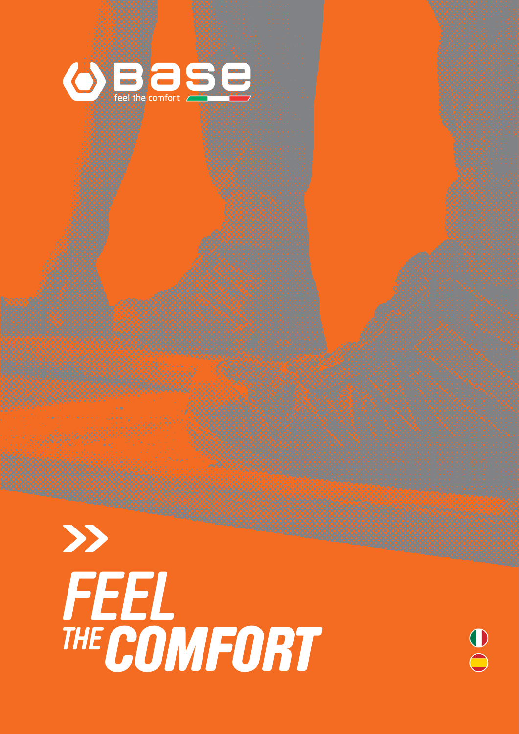Base

feel the comfort

# FEEL THE COMFORT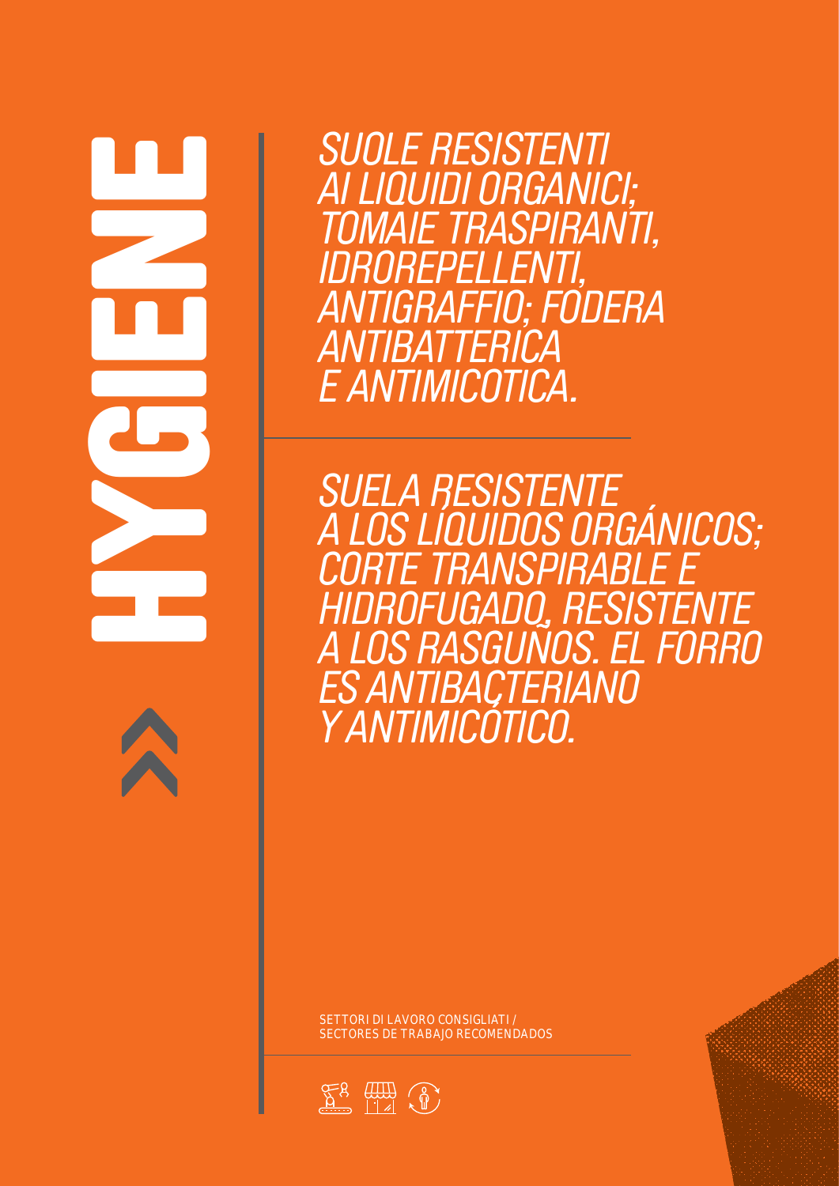# HYGIENE

*SUOLE RESISTENTI AI LIQUIDI ORGANICI; TOMAIE TRASPIRANTI, IDROREPELLENTI, ANTIGRAFFIO; FODERA ANTIBATTERICA E ANTIMICOTICA.*

*SUELA RESISTENTE A LOS LÍQUIDOS ORGÁNICOS; CORTE TRANSPIRABLE E HIDROFUGADO, RESISTENTE A LOS RASGUÑOS. EL FORRO ES ANTIBACTERIANO Y ANTIMICÓTICO.*

SETTORI DI LAVORO CONSIGLIATI /
SECTORES DE TRABAJO RECOMENDADOS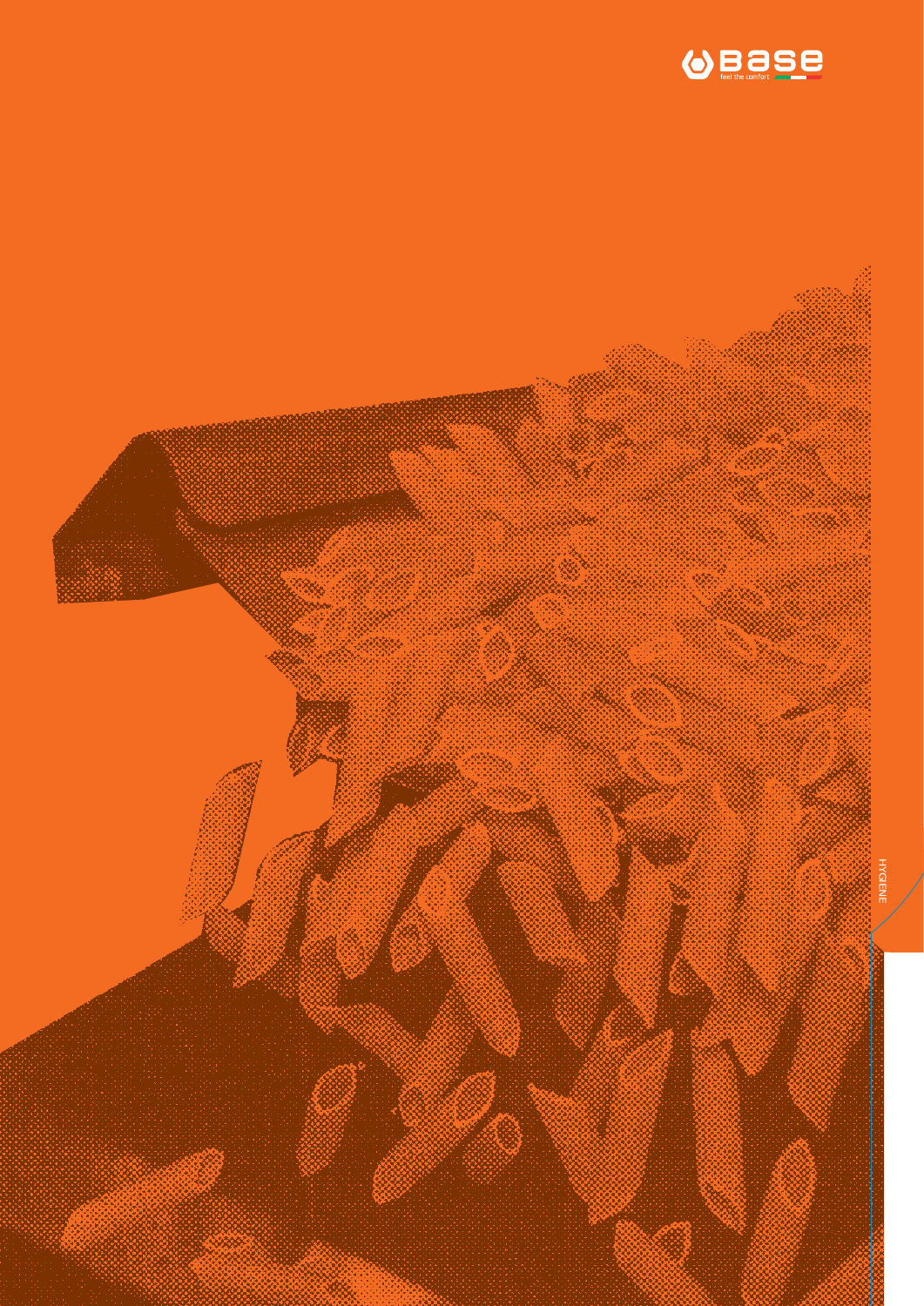HYGENE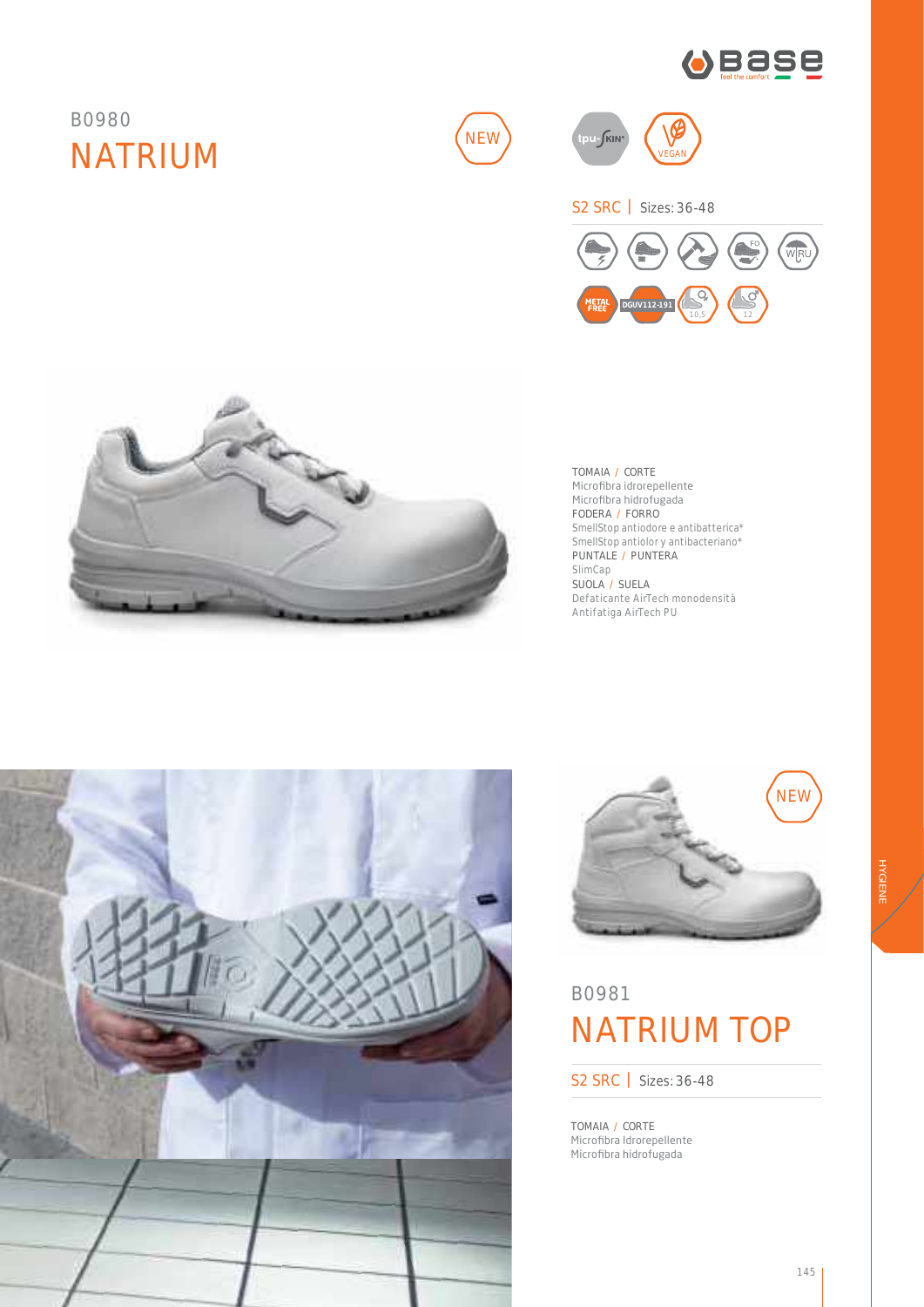B0980

# NATRIUM

NEW

tpu-SKIN · VEGAN

S2 SRC | Sizes: 36-48

METAL FREE · DGUV112-191 · 10,5 · 12

TOMAIA / CORTE
Microfibra idrorepellente
Microfibra hidrofugada
FODERA / FORRO
SmellStop antiodore e antibatterica*
SmellStop antiolor y antibacteriano*
PUNTALE / PUNTERA
SlimCap
SUOLA / SUELA
Defaticante AirTech monodensità
Antifatiga AirTech PU

NEW

B0981

# NATRIUM TOP

S2 SRC | Sizes: 36-48

TOMAIA / CORTE
Microfibra Idrorepellente
Microfibra hidrofugada

HYGIENE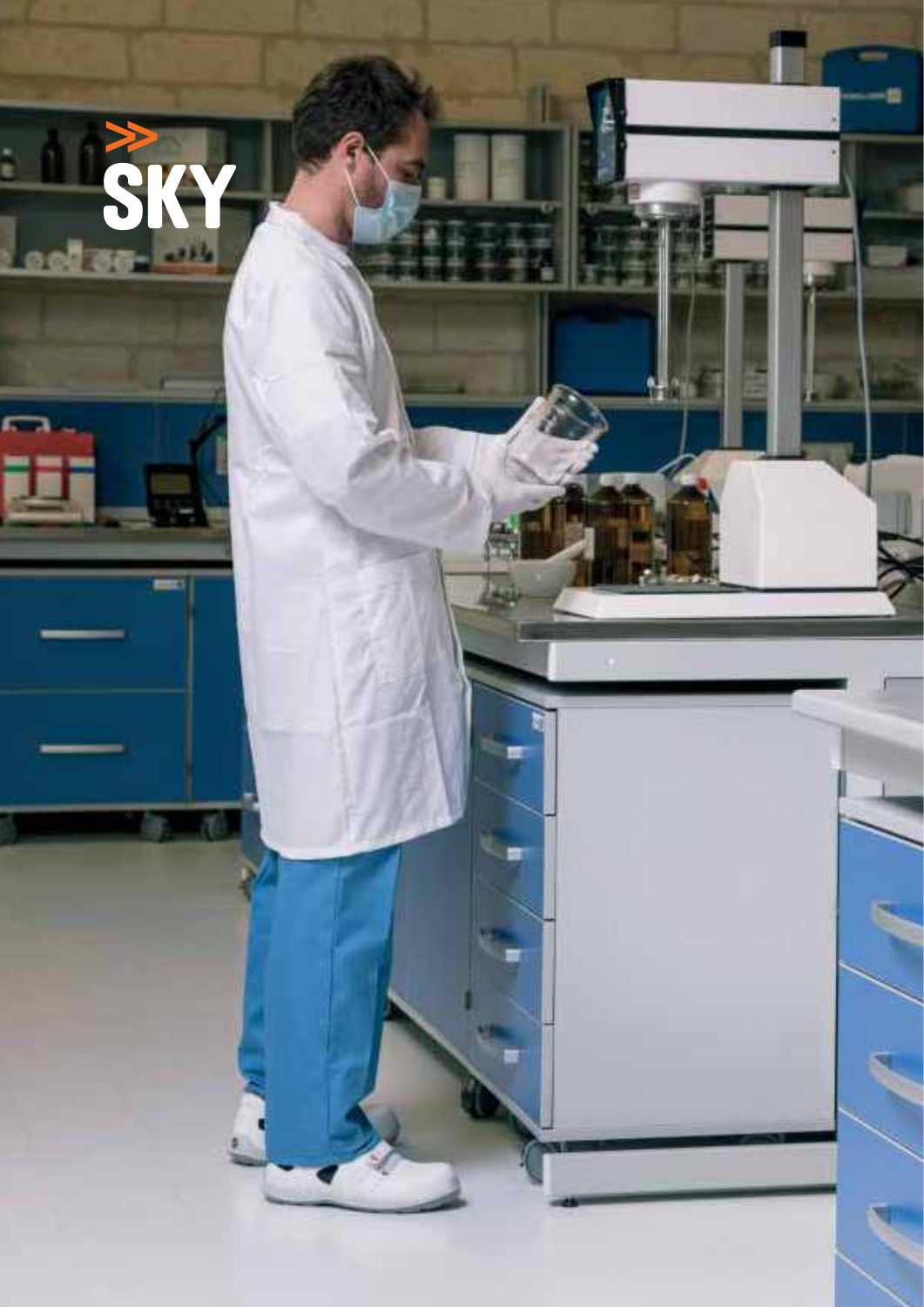# >> SKY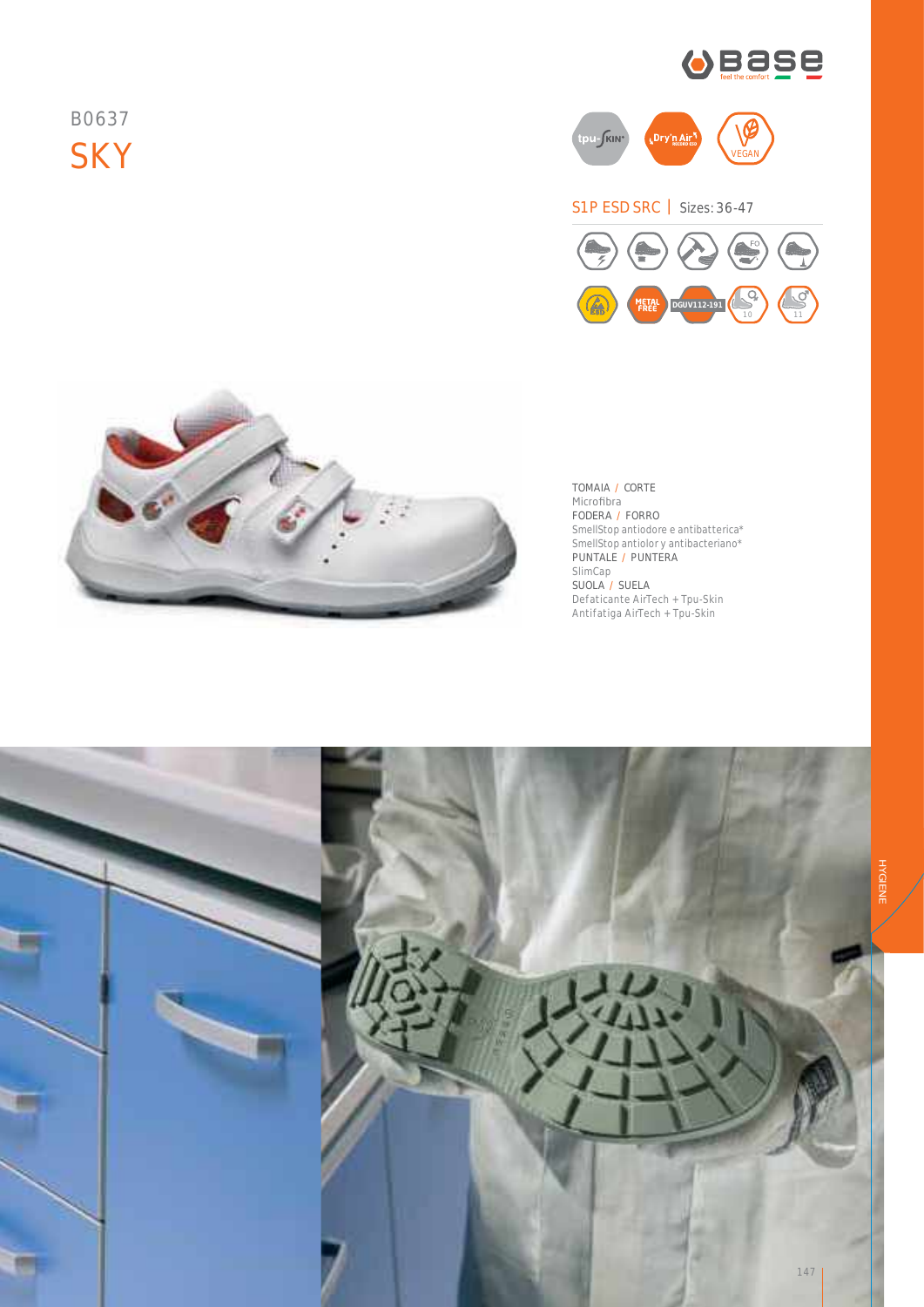B0637

# SKY

tpu-SKIN · Dry'n Air · VEGAN

S1P ESD SRC | Sizes: 36-47

METAL FREE · DGUV112-191

TOMAIA / CORTE
Microfibra
FODERA / FORRO
SmellStop antiodore e antibatterica*
SmellStop antiolor y antibacteriano*
PUNTALE / PUNTERA
SlimCap
SUOLA / SUELA
Defaticante AirTech + Tpu-Skin
Antifatiga AirTech + Tpu-Skin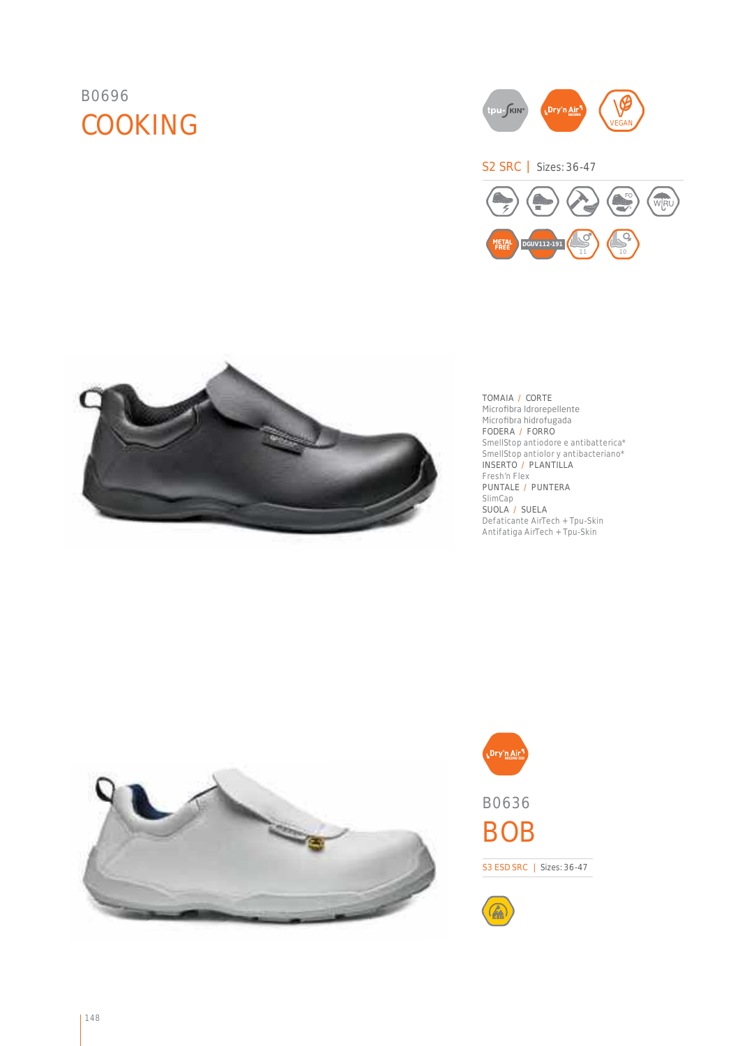B0696

# COOKING

S2 SRC | Sizes: 36-47

METAL FREE

DGUV112-191

TOMAIA / CORTE
Microfibra Idrorepellente
Microfibra hidrofugada

FODERA / FORRO
SmellStop antiodore e antibatterica*
SmellStop antiolor y antibacteriano*

INSERTO / PLANTILLA
Fresh'n Flex

PUNTALE / PUNTERA
SlimCap

SUOLA / SUELA
Defaticante AirTech + Tpu-Skin
Antifatiga AirTech + Tpu-Skin

B0636

# BOB

S3 ESD SRC | Sizes: 36-47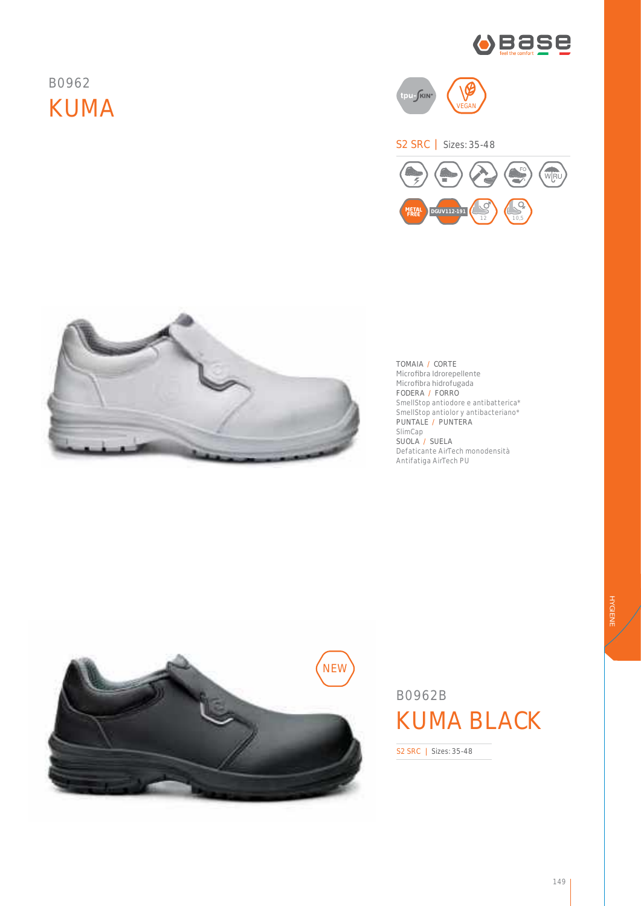B0962

# KUMA

S2 SRC | Sizes: 35-48

TOMAIA / CORTE
Microfibra Idrorepellente
Microfibra hidrofugada
FODERA / FORRO
SmellStop antiodore e antibatterica*
SmellStop antiolor y antibacteriano*
PUNTALE / PUNTERA
SlimCap
SUOLA / SUELA
Defaticante AirTech monodensità
Antifatiga AirTech PU

NEW

B0962B

# KUMA BLACK

S2 SRC | Sizes: 35-48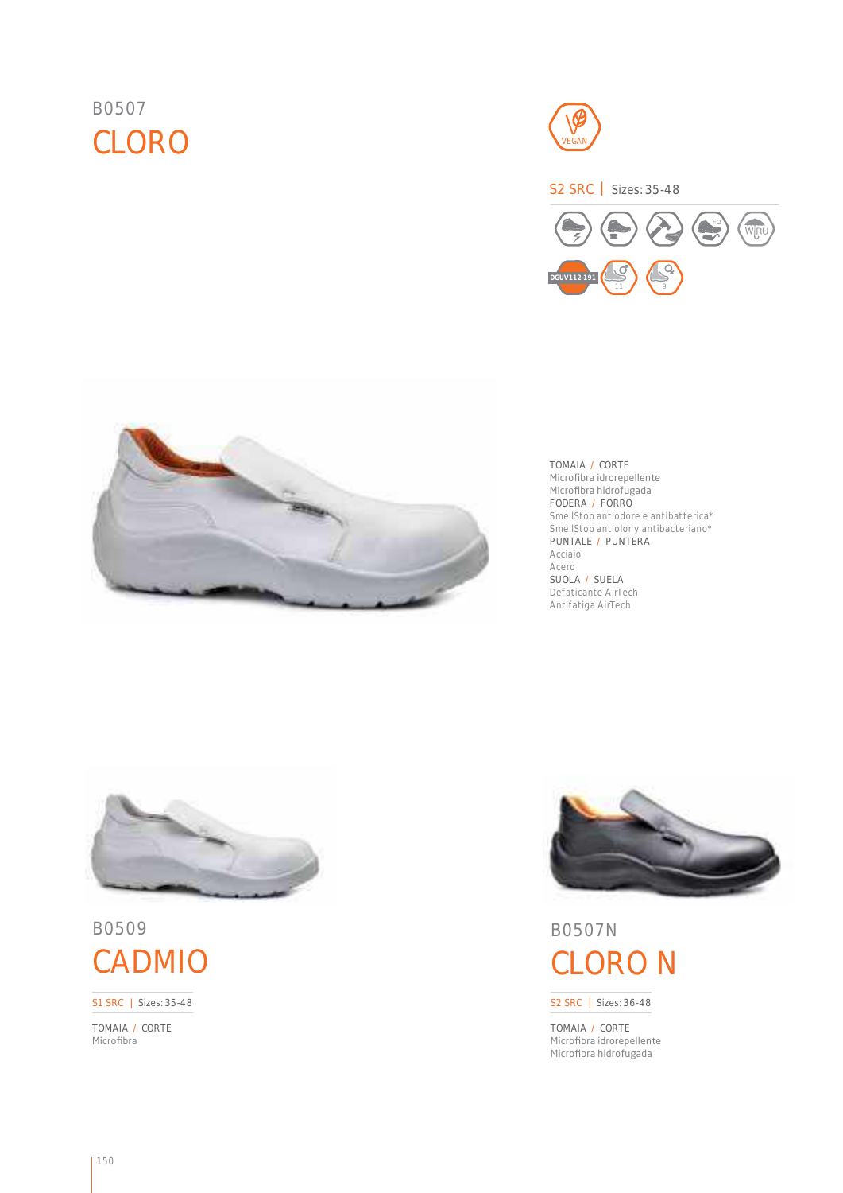B0507

# CLORO

VEGAN

S2 SRC | Sizes: 35-48

DGUV112-191

TOMAIA / CORTE
Microfibra idrorepellente
Microfibra hidrofugada
FODERA / FORRO
SmellStop antiodore e antibatterica*
SmellStop antiolor y antibacteriano*
PUNTALE / PUNTERA
Acciaio
Acero
SUOLA / SUELA
Defaticante AirTech
Antifatiga AirTech

B0509

# CADMIO

S1 SRC | Sizes: 35-48

TOMAIA / CORTE
Microfibra

B0507N

# CLORO N

S2 SRC | Sizes: 36-48

TOMAIA / CORTE
Microfibra idrorepellente
Microfibra hidrofugada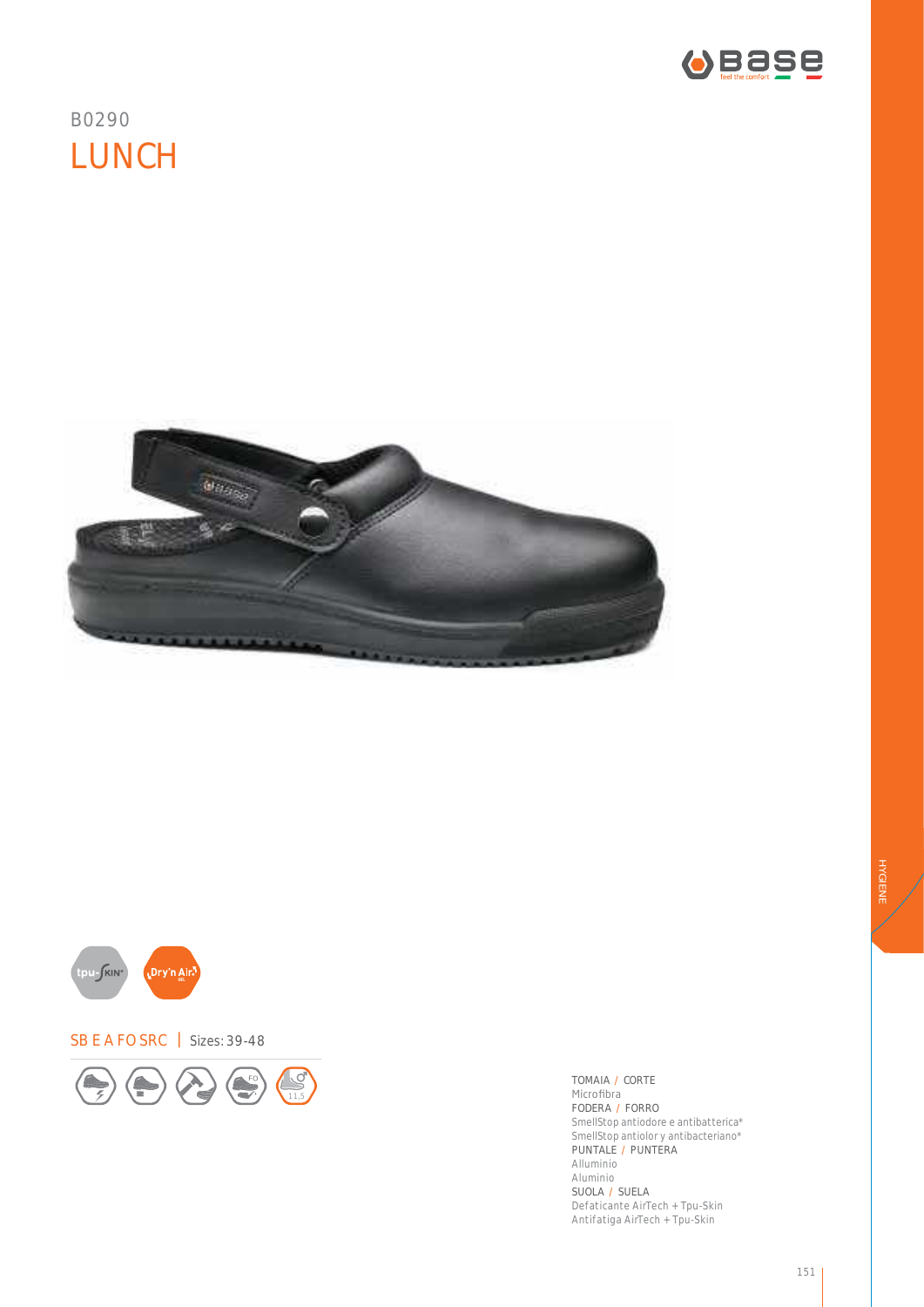B0290

# LUNCH

SB E A FO SRC | Sizes: 39-48

TOMAIA / CORTE
Microfibra

FODERA / FORRO
SmellStop antiodore e antibatterica*
SmellStop antiolor y antibacteriano*

PUNTALE / PUNTERA
Alluminio
Aluminio

SUOLA / SUELA
Defaticante AirTech + Tpu-Skin
Antifatiga AirTech + Tpu-Skin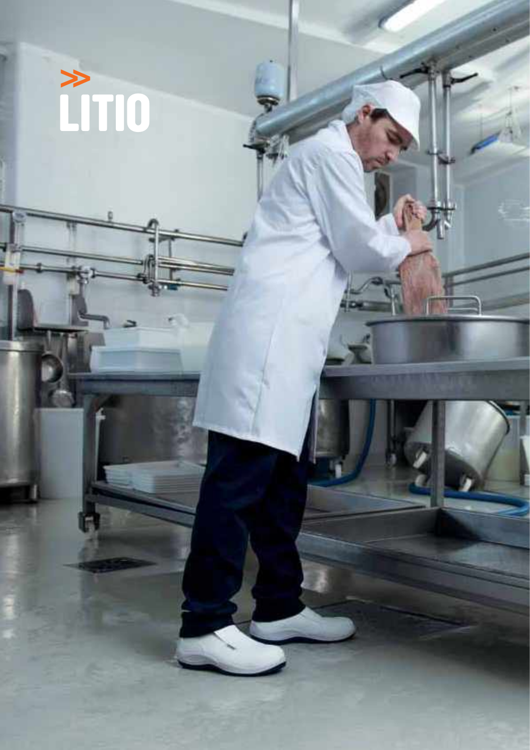# LITIO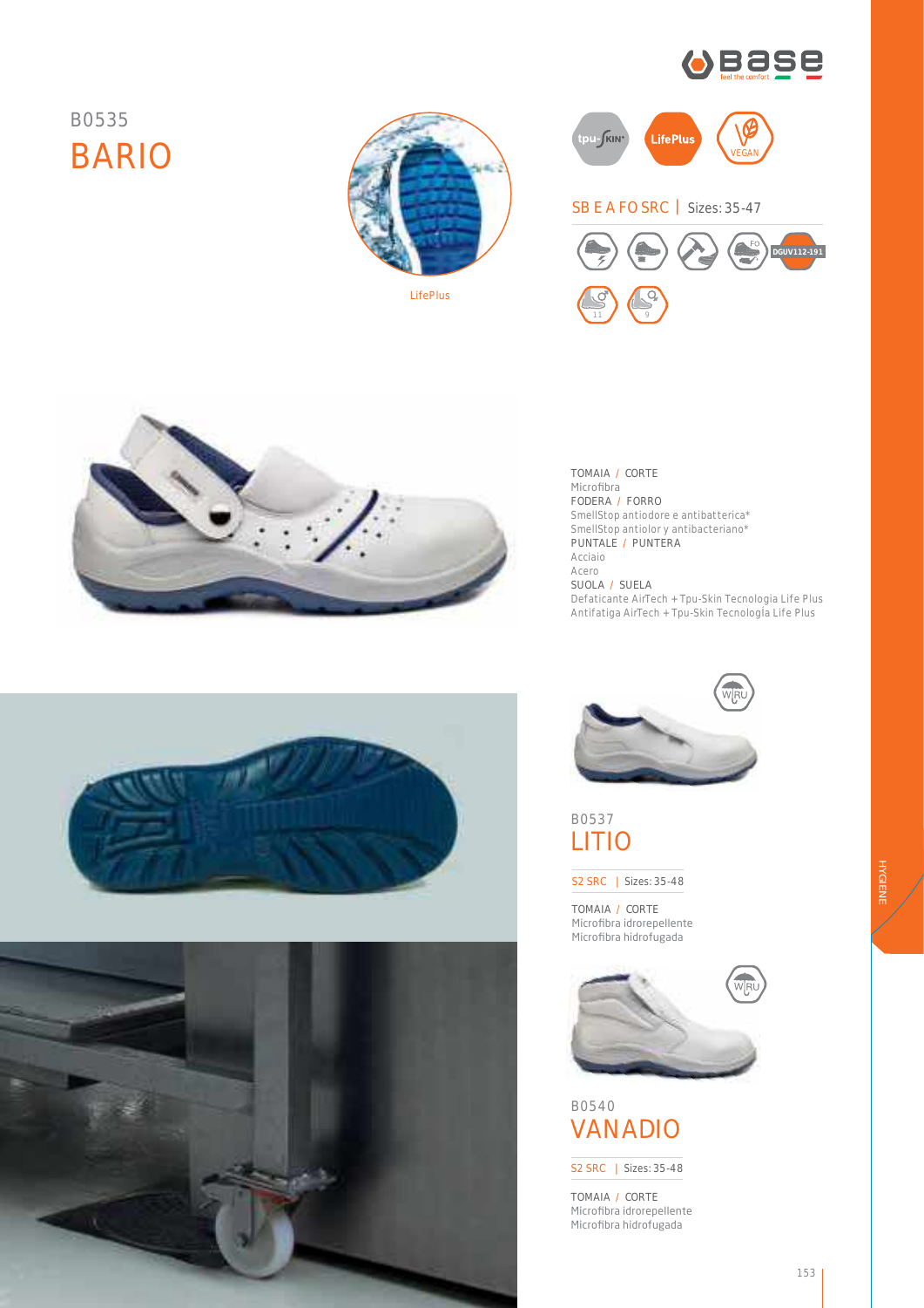B0535

# BARIO

LifePlus

tpu-SKIN LifePlus VEGAN

SB E A FO SRC | Sizes: 35-47

DGUV112-191

TOMAIA / CORTE
Microfibra

FODERA / FORRO
SmellStop antiodore e antibatterica*
SmellStop antiolor y antibacteriano*

PUNTALE / PUNTERA
Acciaio
Acero

SUOLA / SUELA
Defaticante AirTech + Tpu-Skin Tecnologia Life Plus
Antifatiga AirTech + Tpu-Skin Tecnología Life Plus

B0537

## LITIO

S2 SRC | Sizes: 35-48

TOMAIA / CORTE
Microfibra idrorepellente
Microfibra hidrofugada

B0540

## VANADIO

S2 SRC | Sizes: 35-48

TOMAIA / CORTE
Microfibra idrorepellente
Microfibra hidrofugada

HYGIENE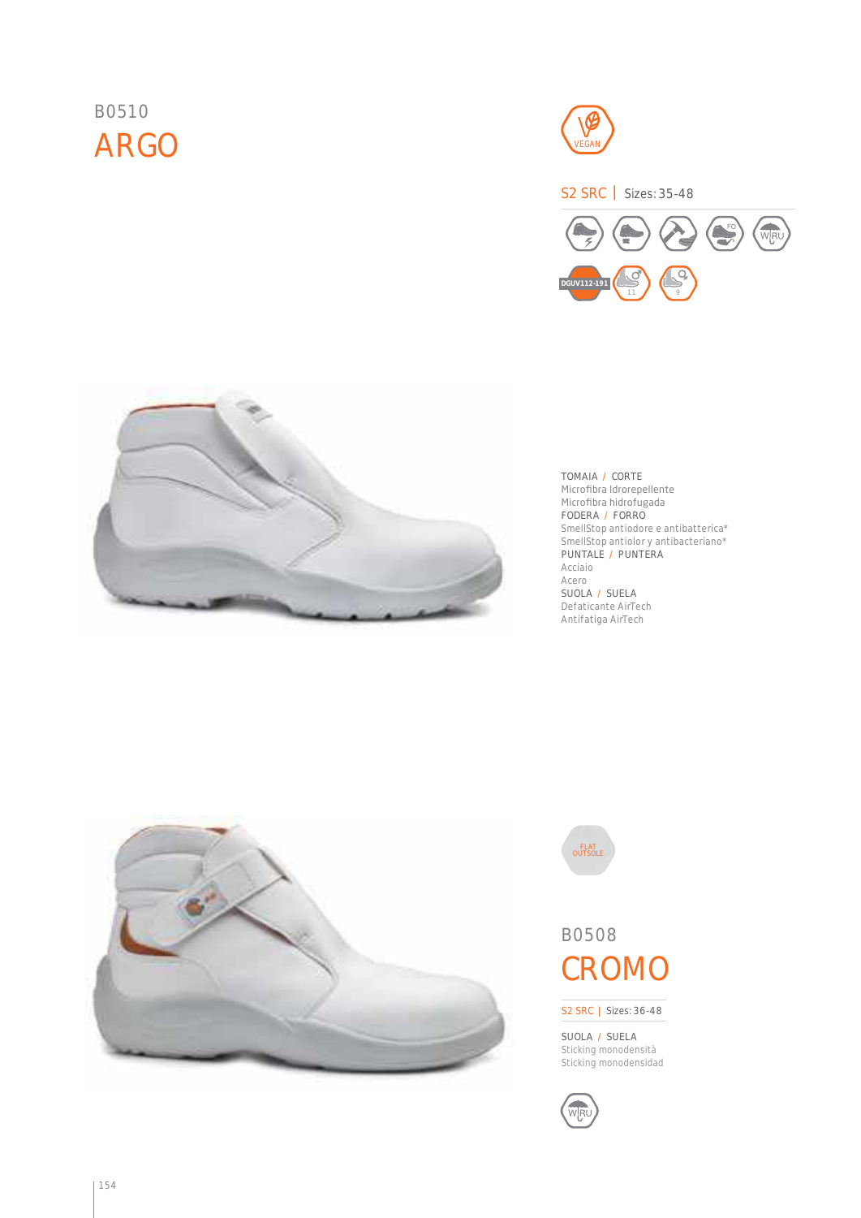B0510

# ARGO

VEGAN

S2 SRC | Sizes: 35-48

DGUV112-191

TOMAIA / CORTE
Microfibra Idrorepellente
Microfibra hidrofugada
FODERA / FORRO
SmellStop antiodore e antibatterica*
SmellStop antiolor y antibacteriano*
PUNTALE / PUNTERA
Acciaio
Acero
SUOLA / SUELA
Defaticante AirTech
Antifatiga AirTech

FLAT OUTSOLE

B0508

# CROMO

S2 SRC | Sizes: 36-48

SUOLA / SUELA
Sticking monodensità
Sticking monodensidad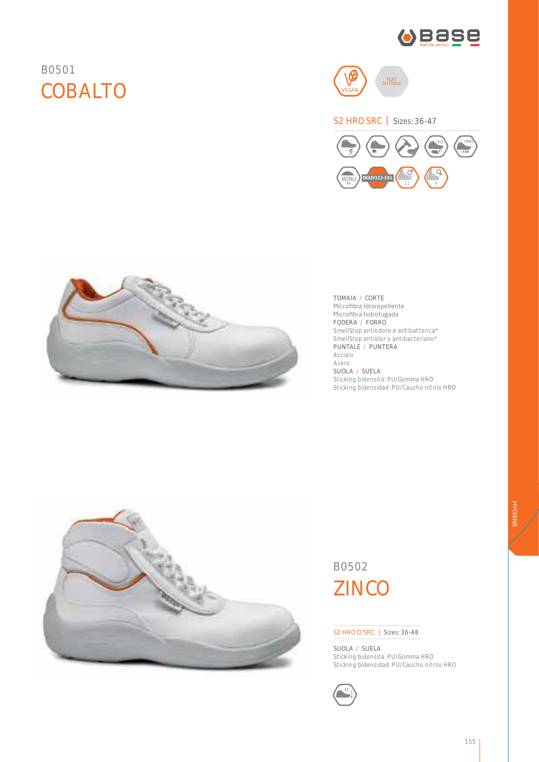# B0501

## COBALTO

VEGAN

FLAT OUTSOLE

S2 HRO SRC | Sizes: 36-47

DGUV112-191

TOMAIA / CORTE
Microfibra Idrorepellente
Microfibra hidrofugada
FODERA / FORRO
SmellStop antiodore e antibatterica*
SmellStop antiolor y antibacteriano*
PUNTALE / PUNTERA
Acciaio
Acero
SUOLA / SUELA
Sticking bidensità: PU/Gomma HRO
Sticking bidensidad: PU/Caucho nitrilo HRO

# B0502

## ZINCO

S2 HRO CI SRC | Sizes: 36-48

SUOLA / SUELA
Sticking bidensità: PU/Gomma HRO
Sticking bidensidad: PU/Caucho nitrilo HRO

HYGIENE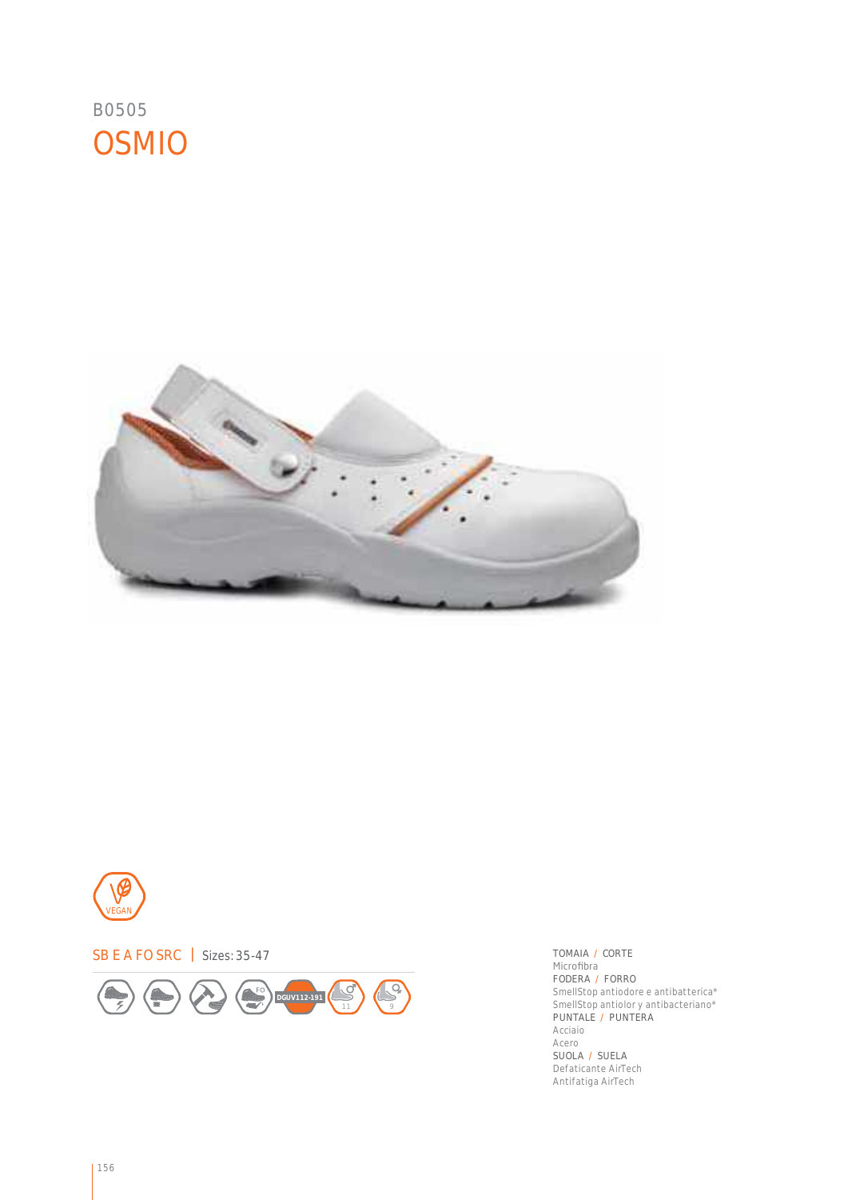B0505

# OSMIO

VEGAN

SB E A FO SRC | Sizes: 35-47

DGUV112-191

TOMAIA / CORTE
Microfibra
FODERA / FORRO
SmellStop antiodore e antibatterica*
SmellStop antiolor y antibacteriano*
PUNTALE / PUNTERA
Acciaio
Acero
SUOLA / SUELA
Defaticante AirTech
Antifatiga AirTech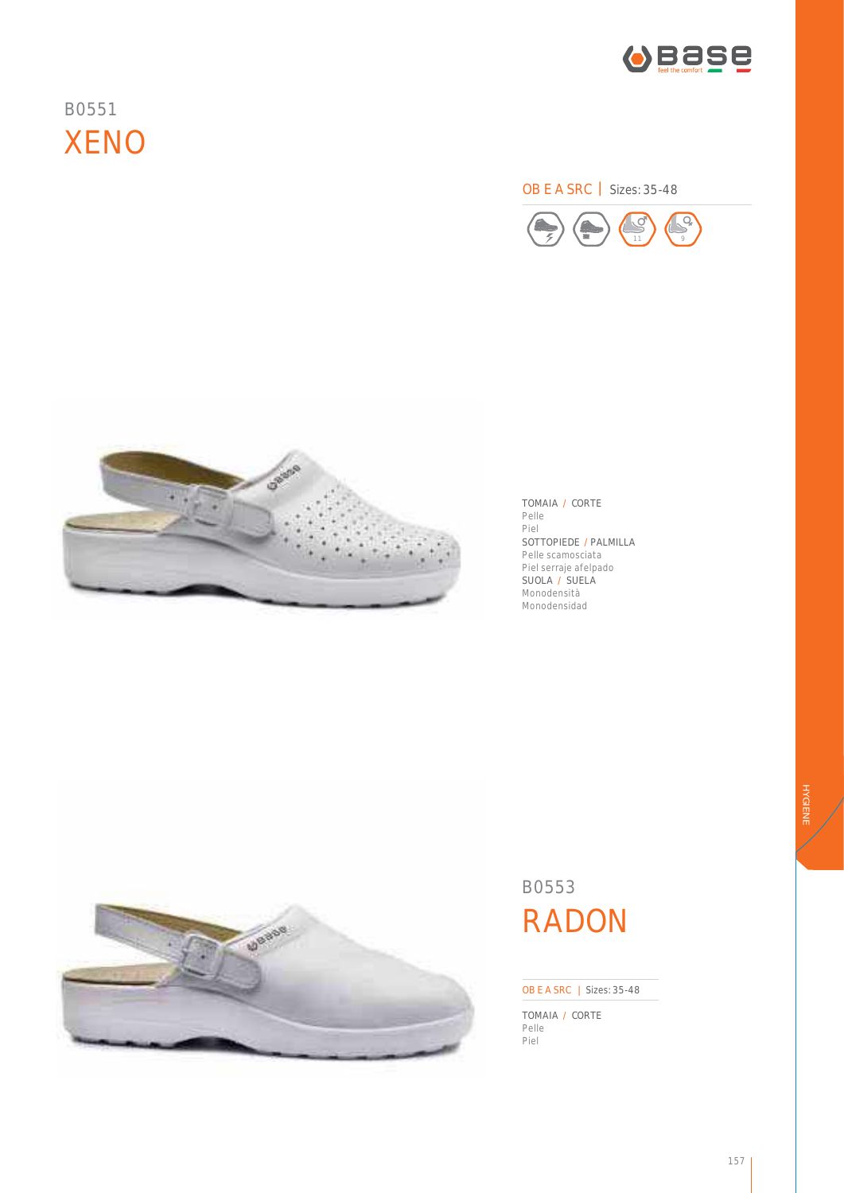B0551

# XENO

OB E A SRC | Sizes: 35-48

TOMAIA / CORTE
Pelle
Piel
SOTTOPIEDE / PALMILLA
Pelle scamosciata
Piel serraje afelpado
SUOLA / SUELA
Monodensità
Monodensidad

B0553

# RADON

OB E A SRC | Sizes: 35-48

TOMAIA / CORTE
Pelle
Piel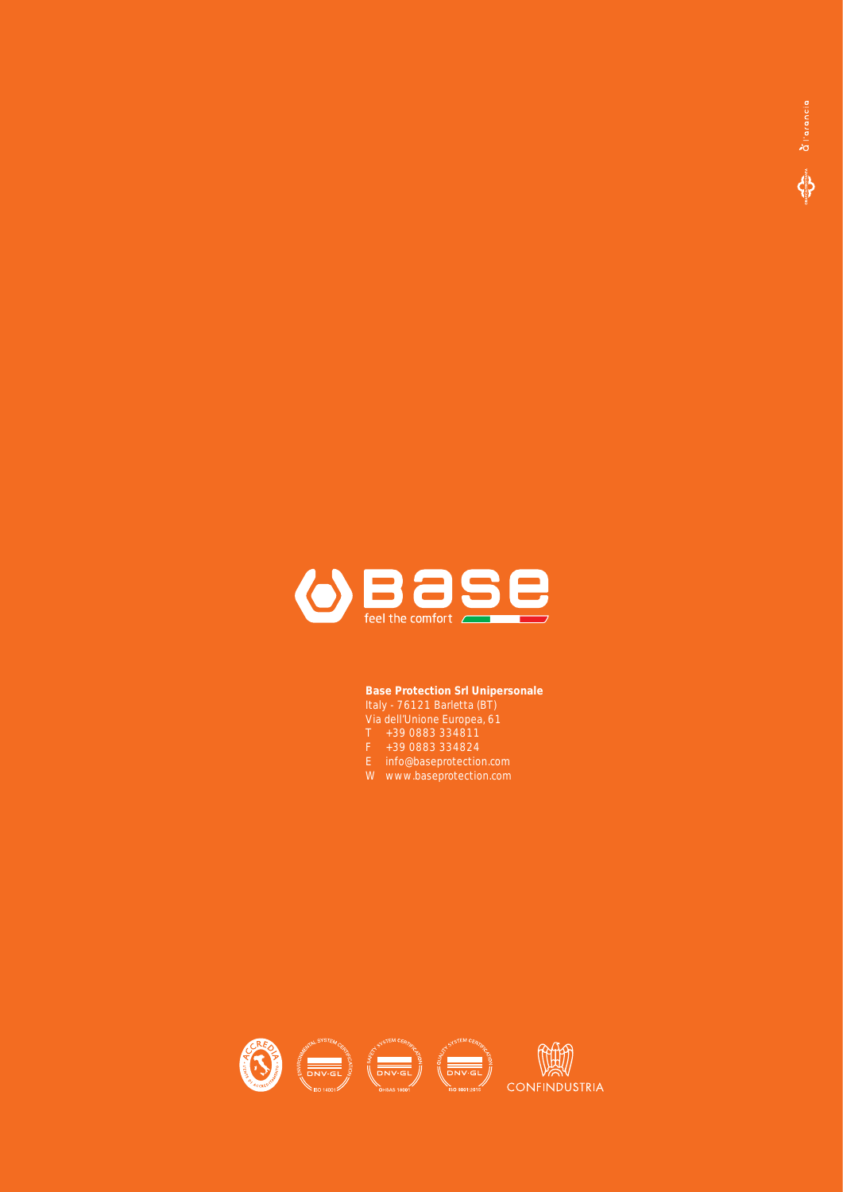Base

feel the comfort

**Base Protection Srl Unipersonale**
Italy - 76121 Barletta (BT)
Via dell'Unione Europea, 61
T +39 0883 334811
F +39 0883 334824
E info@baseprotection.com
W www.baseprotection.com

ISO 14001

OHSAS 18001

ISO 9001:2015

CONFINDUSTRIA